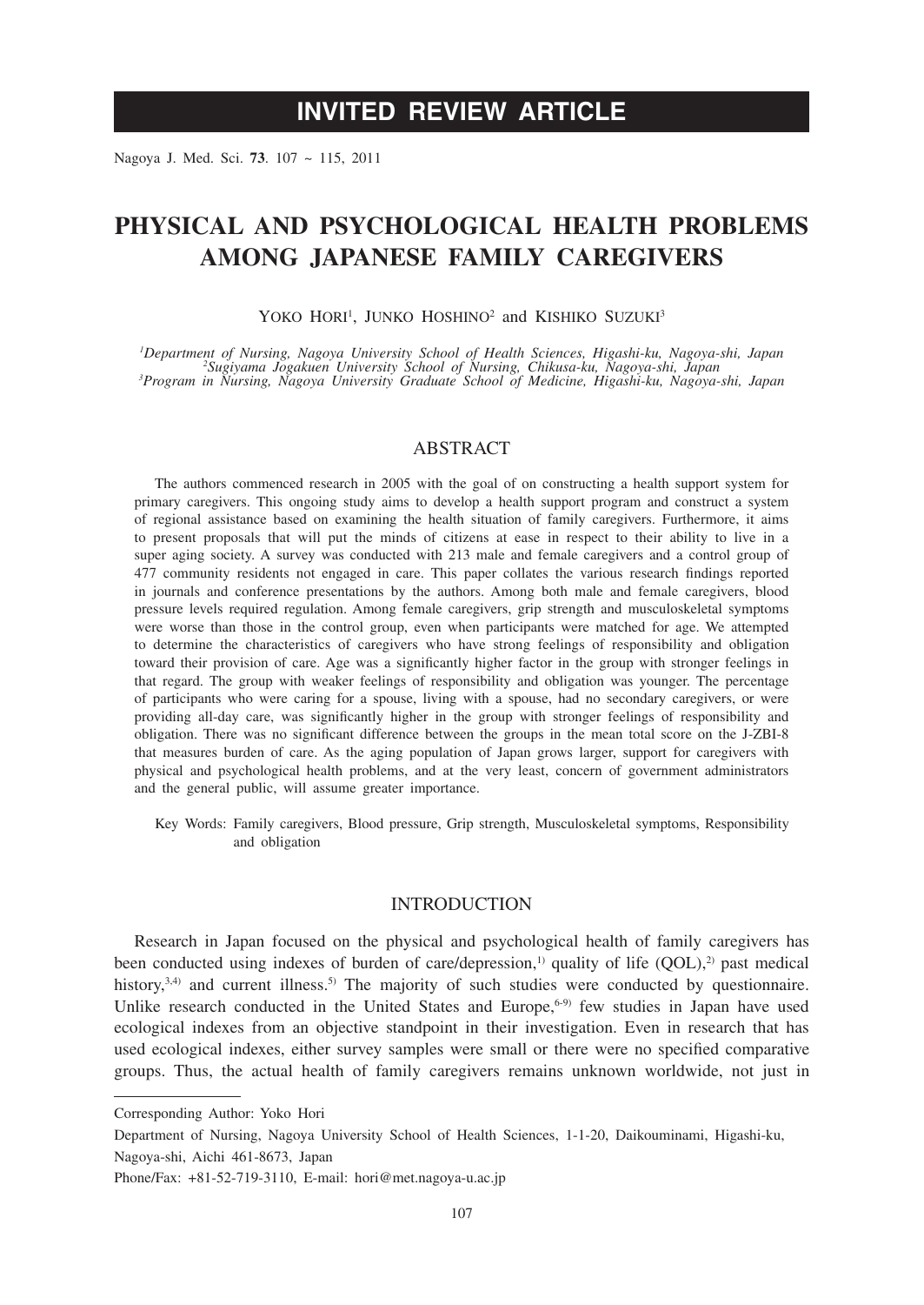# INVITED REVIEW ARTICLE

# PHYSICAL AND PSYCHOLOGICAL HEALTH PROBLEMS AMONG JAPANESE FAMILY CAREGIVERS

YOKO HORI[1], JUNKO HOSHINO[2] and KISHIKO SUZUKI[3]

*[1]Department of Nursing, Nagoya University School of Health Sciences, Higashi-ku, Nagoya-shi, Japan*
*[2]Sugiyama Jogakuen University School of Nursing, Chikusa-ku, Nagoya-shi, Japan*
*[3]Program in Nursing, Nagoya University Graduate School of Medicine, Higashi-ku, Nagoya-shi, Japan*

## ABSTRACT

The authors commenced research in 2005 with the goal of on constructing a health support system for primary caregivers. This ongoing study aims to develop a health support program and construct a system of regional assistance based on examining the health situation of family caregivers. Furthermore, it aims to present proposals that will put the minds of citizens at ease in respect to their ability to live in a super aging society. A survey was conducted with 213 male and female caregivers and a control group of 477 community residents not engaged in care. This paper collates the various research findings reported in journals and conference presentations by the authors. Among both male and female caregivers, blood pressure levels required regulation. Among female caregivers, grip strength and musculoskeletal symptoms were worse than those in the control group, even when participants were matched for age. We attempted to determine the characteristics of caregivers who have strong feelings of responsibility and obligation toward their provision of care. Age was a significantly higher factor in the group with stronger feelings in that regard. The group with weaker feelings of responsibility and obligation was younger. The percentage of participants who were caring for a spouse, living with a spouse, had no secondary caregivers, or were providing all-day care, was significantly higher in the group with stronger feelings of responsibility and obligation. There was no significant difference between the groups in the mean total score on the J-ZBI-8 that measures burden of care. As the aging population of Japan grows larger, support for caregivers with physical and psychological health problems, and at the very least, concern of government administrators and the general public, will assume greater importance.

Key Words: Family caregivers, Blood pressure, Grip strength, Musculoskeletal symptoms, Responsibility and obligation

## INTRODUCTION

Research in Japan focused on the physical and psychological health of family caregivers has been conducted using indexes of burden of care/depression,[1] quality of life (QOL),[2] past medical history,[3,4] and current illness.[5] The majority of such studies were conducted by questionnaire. Unlike research conducted in the United States and Europe,[6-9] few studies in Japan have used ecological indexes from an objective standpoint in their investigation. Even in research that has used ecological indexes, either survey samples were small or there were no specified comparative groups. Thus, the actual health of family caregivers remains unknown worldwide, not just in

---

Corresponding Author: Yoko Hori

Department of Nursing, Nagoya University School of Health Sciences, 1-1-20, Daikouminami, Higashi-ku, Nagoya-shi, Aichi 461-8673, Japan

Phone/Fax: +81-52-719-3110, E-mail: hori@met.nagoya-u.ac.jp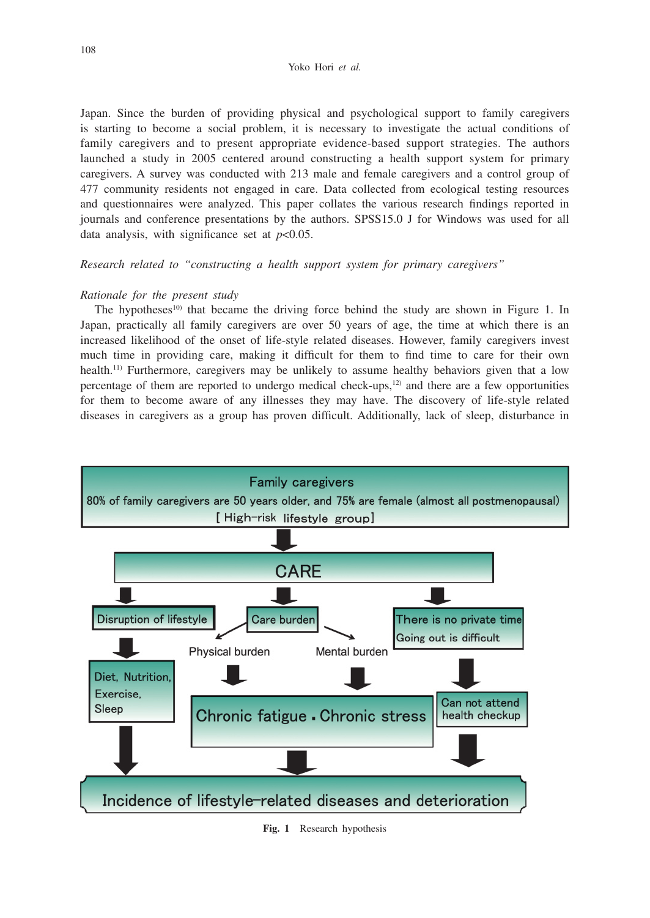Japan. Since the burden of providing physical and psychological support to family caregivers is starting to become a social problem, it is necessary to investigate the actual conditions of family caregivers and to present appropriate evidence-based support strategies. The authors launched a study in 2005 centered around constructing a health support system for primary caregivers. A survey was conducted with 213 male and female caregivers and a control group of 477 community residents not engaged in care. Data collected from ecological testing resources and questionnaires were analyzed. This paper collates the various research findings reported in journals and conference presentations by the authors. SPSS15.0 J for Windows was used for all data analysis, with significance set at $p<0.05$.

*Research related to "constructing a health support system for primary caregivers"*

*Rationale for the present study*

The hypotheses[10] that became the driving force behind the study are shown in Figure 1. In Japan, practically all family caregivers are over 50 years of age, the time at which there is an increased likelihood of the onset of life-style related diseases. However, family caregivers invest much time in providing care, making it difficult for them to find time to care for their own health.[11] Furthermore, caregivers may be unlikely to assume healthy behaviors given that a low percentage of them are reported to undergo medical check-ups,[12] and there are a few opportunities for them to become aware of any illnesses they may have. The discovery of life-style related diseases in caregivers as a group has proven difficult. Additionally, lack of sleep, disturbance in

Family caregivers
80% of family caregivers are 50 years older, and 75% are female (almost all postmenopausal)
[ High-risk lifestyle group]

CARE

Disruption of lifestyle → Diet, Nutrition, Exercise, Sleep

Care burden → Physical burden, Mental burden → Chronic fatigue・Chronic stress

There is no private time / Going out is difficult → Can not attend health checkup

Incidence of lifestyle-related diseases and deterioration

**Fig. 1** Research hypothesis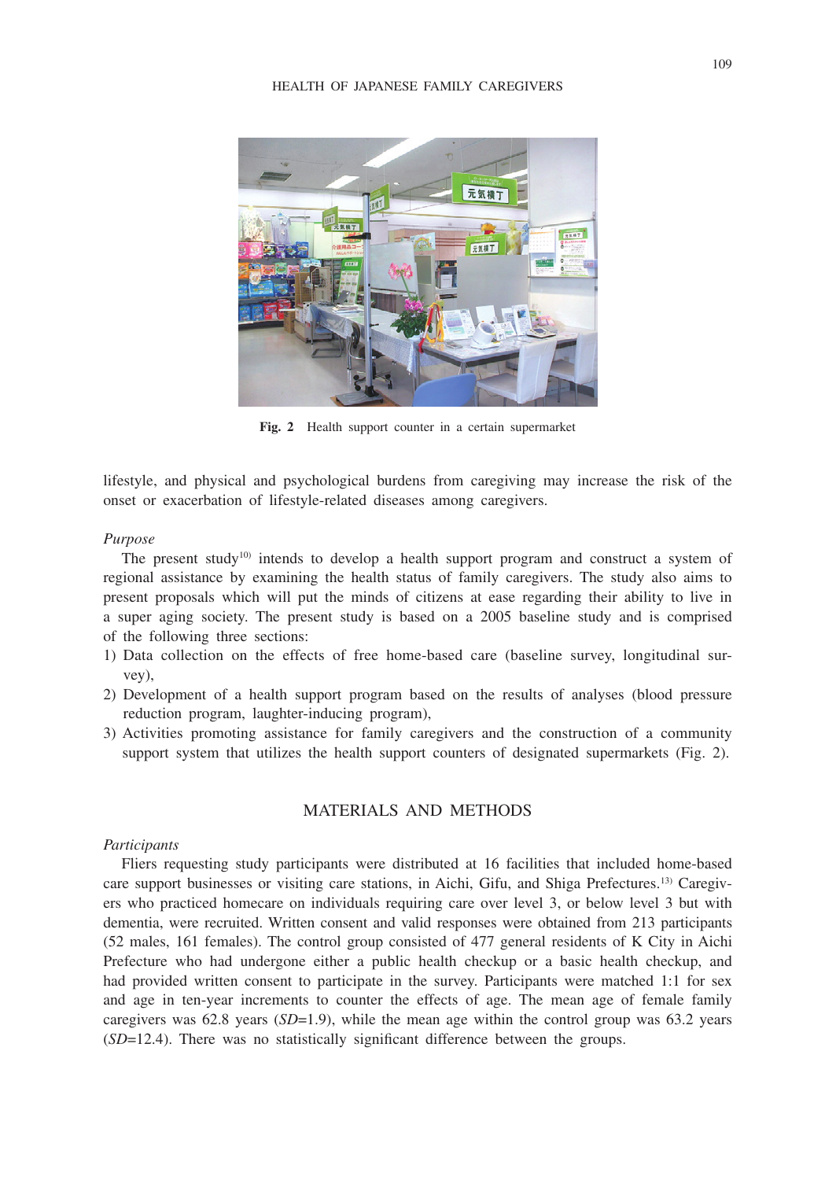Fig. 2 Health support counter in a certain supermarket

lifestyle, and physical and psychological burdens from caregiving may increase the risk of the onset or exacerbation of lifestyle-related diseases among caregivers.

*Purpose*

The present study[10] intends to develop a health support program and construct a system of regional assistance by examining the health status of family caregivers. The study also aims to present proposals which will put the minds of citizens at ease regarding their ability to live in a super aging society. The present study is based on a 2005 baseline study and is comprised of the following three sections:

1) Data collection on the effects of free home-based care (baseline survey, longitudinal survey),
2) Development of a health support program based on the results of analyses (blood pressure reduction program, laughter-inducing program),
3) Activities promoting assistance for family caregivers and the construction of a community support system that utilizes the health support counters of designated supermarkets (Fig. 2).

## MATERIALS AND METHODS

*Participants*

Fliers requesting study participants were distributed at 16 facilities that included home-based care support businesses or visiting care stations, in Aichi, Gifu, and Shiga Prefectures.[13] Caregivers who practiced homecare on individuals requiring care over level 3, or below level 3 but with dementia, were recruited. Written consent and valid responses were obtained from 213 participants (52 males, 161 females). The control group consisted of 477 general residents of K City in Aichi Prefecture who had undergone either a public health checkup or a basic health checkup, and had provided written consent to participate in the survey. Participants were matched 1:1 for sex and age in ten-year increments to counter the effects of age. The mean age of female family caregivers was 62.8 years (*SD*=1.9), while the mean age within the control group was 63.2 years (*SD*=12.4). There was no statistically significant difference between the groups.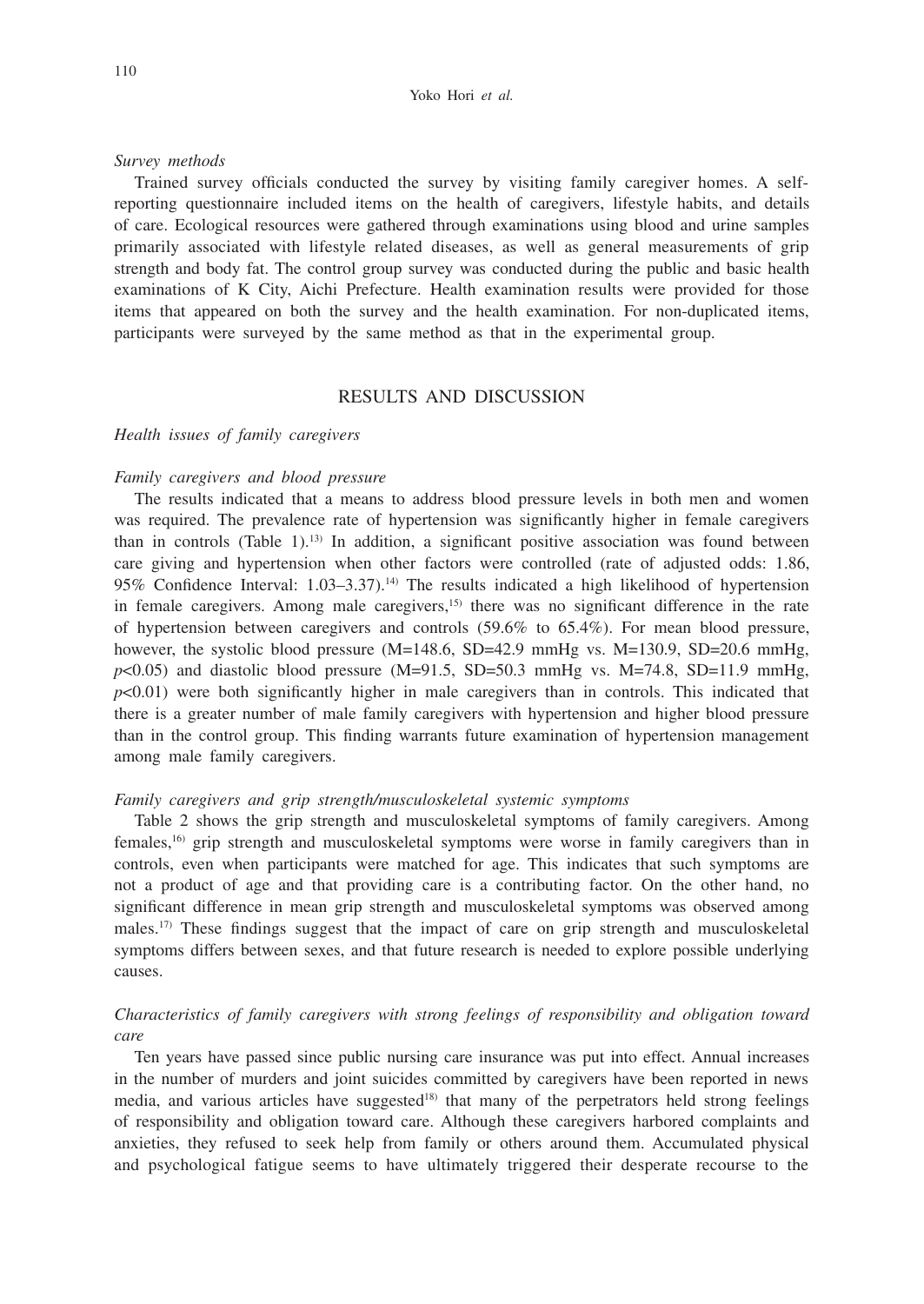*Survey methods*

Trained survey officials conducted the survey by visiting family caregiver homes. A self-reporting questionnaire included items on the health of caregivers, lifestyle habits, and details of care. Ecological resources were gathered through examinations using blood and urine samples primarily associated with lifestyle related diseases, as well as general measurements of grip strength and body fat. The control group survey was conducted during the public and basic health examinations of K City, Aichi Prefecture. Health examination results were provided for those items that appeared on both the survey and the health examination. For non-duplicated items, participants were surveyed by the same method as that in the experimental group.

## RESULTS AND DISCUSSION

*Health issues of family caregivers*

*Family caregivers and blood pressure*

The results indicated that a means to address blood pressure levels in both men and women was required. The prevalence rate of hypertension was significantly higher in female caregivers than in controls (Table 1).[13] In addition, a significant positive association was found between care giving and hypertension when other factors were controlled (rate of adjusted odds: 1.86, 95% Confidence Interval: 1.03–3.37).[14] The results indicated a high likelihood of hypertension in female caregivers. Among male caregivers,[15] there was no significant difference in the rate of hypertension between caregivers and controls (59.6% to 65.4%). For mean blood pressure, however, the systolic blood pressure (M=148.6, SD=42.9 mmHg vs. M=130.9, SD=20.6 mmHg, $p<0.05$) and diastolic blood pressure (M=91.5, SD=50.3 mmHg vs. M=74.8, SD=11.9 mmHg, $p<0.01$) were both significantly higher in male caregivers than in controls. This indicated that there is a greater number of male family caregivers with hypertension and higher blood pressure than in the control group. This finding warrants future examination of hypertension management among male family caregivers.

*Family caregivers and grip strength/musculoskeletal systemic symptoms*

Table 2 shows the grip strength and musculoskeletal symptoms of family caregivers. Among females,[16] grip strength and musculoskeletal symptoms were worse in family caregivers than in controls, even when participants were matched for age. This indicates that such symptoms are not a product of age and that providing care is a contributing factor. On the other hand, no significant difference in mean grip strength and musculoskeletal symptoms was observed among males.[17] These findings suggest that the impact of care on grip strength and musculoskeletal symptoms differs between sexes, and that future research is needed to explore possible underlying causes.

*Characteristics of family caregivers with strong feelings of responsibility and obligation toward care*

Ten years have passed since public nursing care insurance was put into effect. Annual increases in the number of murders and joint suicides committed by caregivers have been reported in news media, and various articles have suggested[18] that many of the perpetrators held strong feelings of responsibility and obligation toward care. Although these caregivers harbored complaints and anxieties, they refused to seek help from family or others around them. Accumulated physical and psychological fatigue seems to have ultimately triggered their desperate recourse to the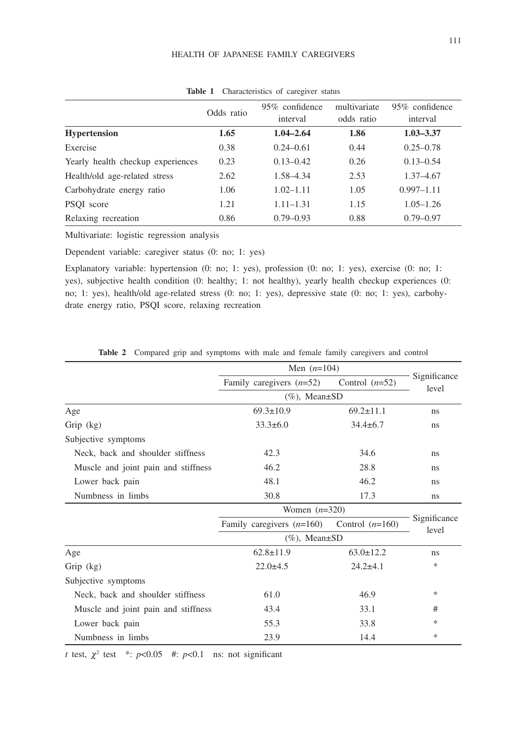**Table 1** Characteristics of caregiver status

| | Odds ratio | 95% confidence interval | multivariate odds ratio | 95% confidence interval |
|---|---|---|---|---|
| **Hypertension** | **1.65** | **1.04–2.64** | **1.86** | **1.03–3.37** |
| Exercise | 0.38 | 0.24–0.61 | 0.44 | 0.25–0.78 |
| Yearly health checkup experiences | 0.23 | 0.13–0.42 | 0.26 | 0.13–0.54 |
| Health/old age-related stress | 2.62 | 1.58–4.34 | 2.53 | 1.37–4.67 |
| Carbohydrate energy ratio | 1.06 | 1.02–1.11 | 1.05 | 0.997–1.11 |
| PSQI score | 1.21 | 1.11–1.31 | 1.15 | 1.05–1.26 |
| Relaxing recreation | 0.86 | 0.79–0.93 | 0.88 | 0.79–0.97 |

Multivariate: logistic regression analysis

Dependent variable: caregiver status (0: no; 1: yes)

Explanatory variable: hypertension (0: no; 1: yes), profession (0: no; 1: yes), exercise (0: no; 1: yes), subjective health condition (0: healthy; 1: not healthy), yearly health checkup experiences (0: no; 1: yes), health/old age-related stress (0: no; 1: yes), depressive state (0: no; 1: yes), carbohydrate energy ratio, PSQI score, relaxing recreation

**Table 2** Compared grip and symptoms with male and female family caregivers and control

| | Men (*n*=104) | | Significance level |
|---|---|---|---|
| | Family caregivers (*n*=52) | Control (*n*=52) | |
| | (%), Mean±SD | | |
| Age | 69.3±10.9 | 69.2±11.1 | ns |
| Grip (kg) | 33.3±6.0 | 34.4±6.7 | ns |
| Subjective symptoms | | | |
| Neck, back and shoulder stiffness | 42.3 | 34.6 | ns |
| Muscle and joint pain and stiffness | 46.2 | 28.8 | ns |
| Lower back pain | 48.1 | 46.2 | ns |
| Numbness in limbs | 30.8 | 17.3 | ns |
| | **Women (*n*=320)** | | **Significance level** |
| | Family caregivers (*n*=160) | Control (*n*=160) | |
| | (%), Mean±SD | | |
| Age | 62.8±11.9 | 63.0±12.2 | ns |
| Grip (kg) | 22.0±4.5 | 24.2±4.1 | * |
| Subjective symptoms | | | |
| Neck, back and shoulder stiffness | 61.0 | 46.9 | * |
| Muscle and joint pain and stiffness | 43.4 | 33.1 | # |
| Lower back pain | 55.3 | 33.8 | * |
| Numbness in limbs | 23.9 | 14.4 | * |

*t* test, $\chi^2$ test  *: $p<0.05$  #: $p<0.1$  ns: not significant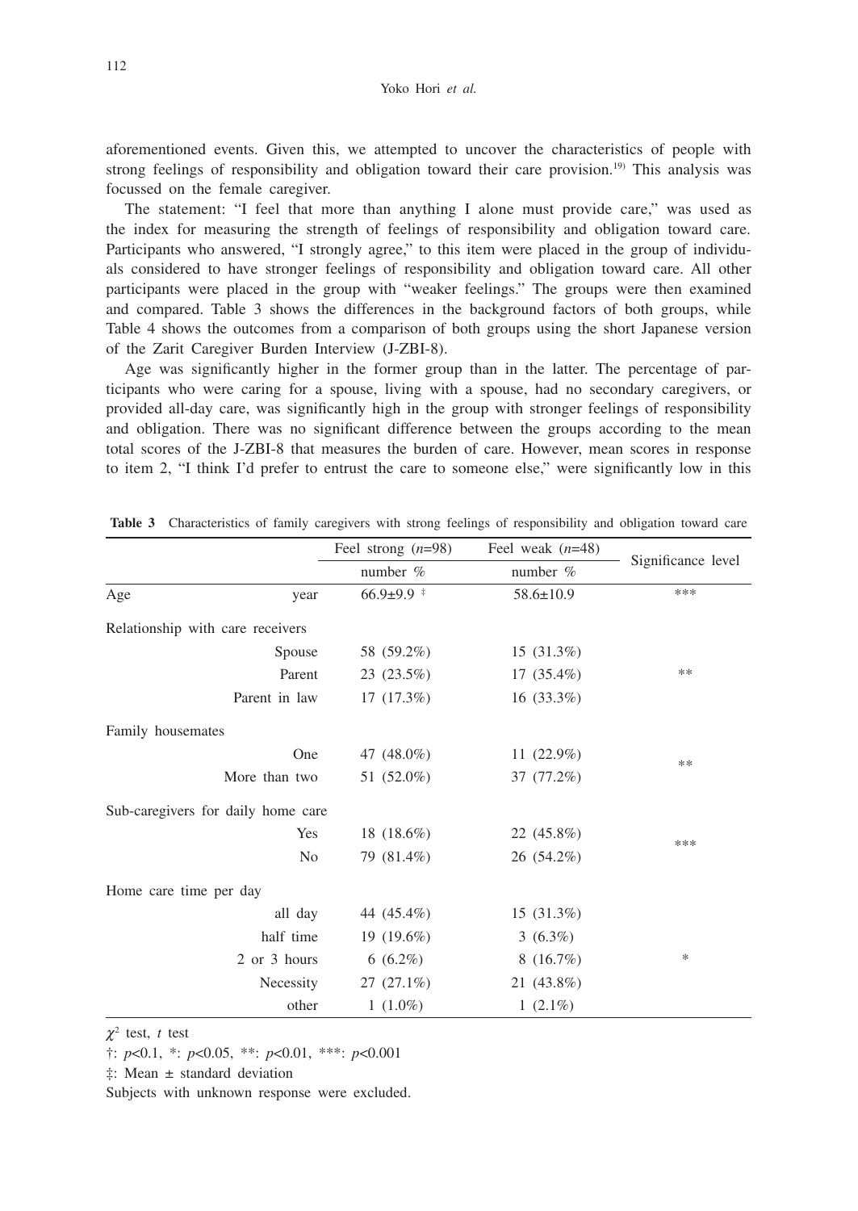aforementioned events. Given this, we attempted to uncover the characteristics of people with strong feelings of responsibility and obligation toward their care provision.[19] This analysis was focussed on the female caregiver.

The statement: "I feel that more than anything I alone must provide care," was used as the index for measuring the strength of feelings of responsibility and obligation toward care. Participants who answered, "I strongly agree," to this item were placed in the group of individuals considered to have stronger feelings of responsibility and obligation toward care. All other participants were placed in the group with "weaker feelings." The groups were then examined and compared. Table 3 shows the differences in the background factors of both groups, while Table 4 shows the outcomes from a comparison of both groups using the short Japanese version of the Zarit Caregiver Burden Interview (J-ZBI-8).

Age was significantly higher in the former group than in the latter. The percentage of participants who were caring for a spouse, living with a spouse, had no secondary caregivers, or provided all-day care, was significantly high in the group with stronger feelings of responsibility and obligation. There was no significant difference between the groups according to the mean total scores of the J-ZBI-8 that measures the burden of care. However, mean scores in response to item 2, "I think I'd prefer to entrust the care to someone else," were significantly low in this

**Table 3** Characteristics of family caregivers with strong feelings of responsibility and obligation toward care

| | | Feel strong ($n$=98) | Feel weak ($n$=48) | Significance level |
|---|---|---|---|---|
| | | number % | number % | |
| Age | year | 66.9±9.9 ‡ | 58.6±10.9 | *** |
| Relationship with care receivers | | | | |
| | Spouse | 58 (59.2%) | 15 (31.3%) | |
| | Parent | 23 (23.5%) | 17 (35.4%) | ** |
| | Parent in law | 17 (17.3%) | 16 (33.3%) | |
| Family housemates | | | | |
| | One | 47 (48.0%) | 11 (22.9%) | ** |
| | More than two | 51 (52.0%) | 37 (77.2%) | |
| Sub-caregivers for daily home care | | | | |
| | Yes | 18 (18.6%) | 22 (45.8%) | *** |
| | No | 79 (81.4%) | 26 (54.2%) | |
| Home care time per day | | | | |
| | all day | 44 (45.4%) | 15 (31.3%) | |
| | half time | 19 (19.6%) | 3 (6.3%) | |
| | 2 or 3 hours | 6 (6.2%) | 8 (16.7%) | * |
| | Necessity | 27 (27.1%) | 21 (43.8%) | |
| | other | 1 (1.0%) | 1 (2.1%) | |

$\chi^2$ test, $t$ test

†: $p$<0.1, *: $p$<0.05, **: $p$<0.01, ***: $p$<0.001

‡: Mean ± standard deviation

Subjects with unknown response were excluded.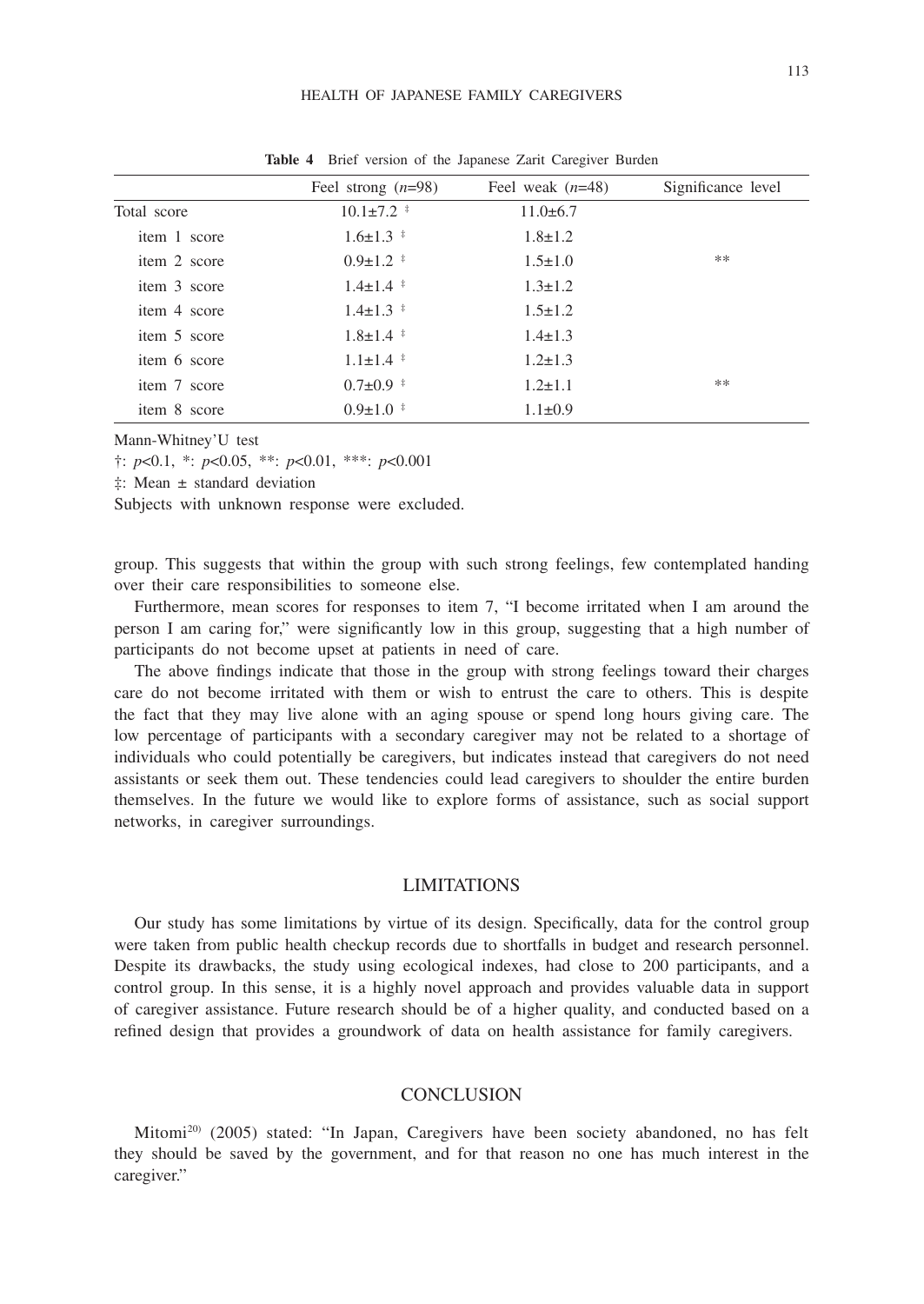**Table 4** Brief version of the Japanese Zarit Caregiver Burden

| | Feel strong ($n$=98) | Feel weak ($n$=48) | Significance level |
|---|---|---|---|
| Total score | 10.1±7.2 ‡ | 11.0±6.7 | |
| item 1 score | 1.6±1.3 ‡ | 1.8±1.2 | |
| item 2 score | 0.9±1.2 ‡ | 1.5±1.0 | ** |
| item 3 score | 1.4±1.4 ‡ | 1.3±1.2 | |
| item 4 score | 1.4±1.3 ‡ | 1.5±1.2 | |
| item 5 score | 1.8±1.4 ‡ | 1.4±1.3 | |
| item 6 score | 1.1±1.4 ‡ | 1.2±1.3 | |
| item 7 score | 0.7±0.9 ‡ | 1.2±1.1 | ** |
| item 8 score | 0.9±1.0 ‡ | 1.1±0.9 | |

Mann-Whitney'U test

†: $p$<0.1, *: $p$<0.05, **: $p$<0.01, ***: $p$<0.001

‡: Mean ± standard deviation

Subjects with unknown response were excluded.

group. This suggests that within the group with such strong feelings, few contemplated handing over their care responsibilities to someone else.

Furthermore, mean scores for responses to item 7, "I become irritated when I am around the person I am caring for," were significantly low in this group, suggesting that a high number of participants do not become upset at patients in need of care.

The above findings indicate that those in the group with strong feelings toward their charges care do not become irritated with them or wish to entrust the care to others. This is despite the fact that they may live alone with an aging spouse or spend long hours giving care. The low percentage of participants with a secondary caregiver may not be related to a shortage of individuals who could potentially be caregivers, but indicates instead that caregivers do not need assistants or seek them out. These tendencies could lead caregivers to shoulder the entire burden themselves. In the future we would like to explore forms of assistance, such as social support networks, in caregiver surroundings.

## LIMITATIONS

Our study has some limitations by virtue of its design. Specifically, data for the control group were taken from public health checkup records due to shortfalls in budget and research personnel. Despite its drawbacks, the study using ecological indexes, had close to 200 participants, and a control group. In this sense, it is a highly novel approach and provides valuable data in support of caregiver assistance. Future research should be of a higher quality, and conducted based on a refined design that provides a groundwork of data on health assistance for family caregivers.

## CONCLUSION

Mitomi[20] (2005) stated: "In Japan, Caregivers have been society abandoned, no has felt they should be saved by the government, and for that reason no one has much interest in the caregiver."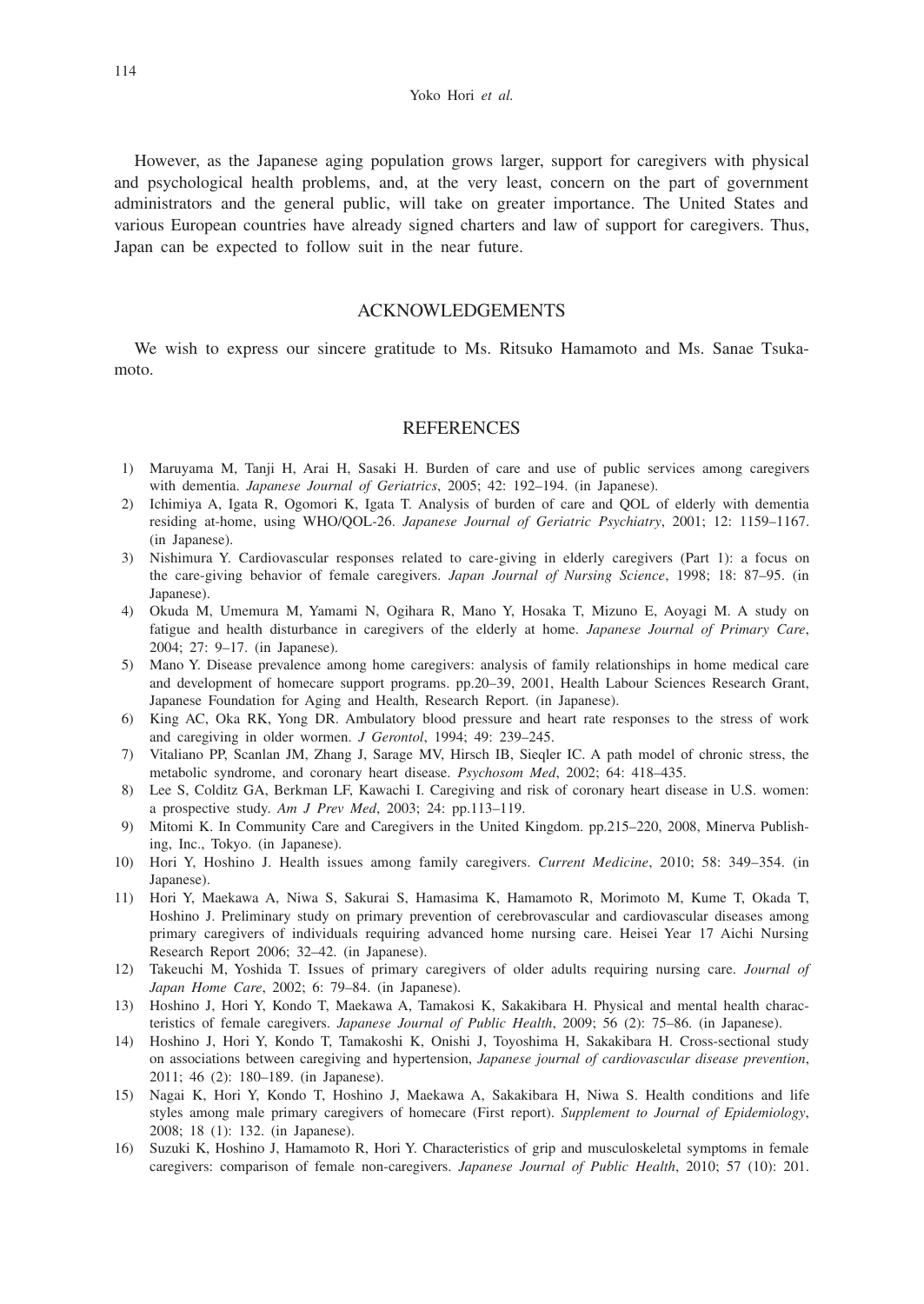However, as the Japanese aging population grows larger, support for caregivers with physical and psychological health problems, and, at the very least, concern on the part of government administrators and the general public, will take on greater importance. The United States and various European countries have already signed charters and law of support for caregivers. Thus, Japan can be expected to follow suit in the near future.

## ACKNOWLEDGEMENTS

We wish to express our sincere gratitude to Ms. Ritsuko Hamamoto and Ms. Sanae Tsukamoto.

## REFERENCES

1) Maruyama M, Tanji H, Arai H, Sasaki H. Burden of care and use of public services among caregivers with dementia. *Japanese Journal of Geriatrics*, 2005; 42: 192–194. (in Japanese).
2) Ichimiya A, Igata R, Ogomori K, Igata T. Analysis of burden of care and QOL of elderly with dementia residing at-home, using WHO/QOL-26. *Japanese Journal of Geriatric Psychiatry*, 2001; 12: 1159–1167. (in Japanese).
3) Nishimura Y. Cardiovascular responses related to care-giving in elderly caregivers (Part 1): a focus on the care-giving behavior of female caregivers. *Japan Journal of Nursing Science*, 1998; 18: 87–95. (in Japanese).
4) Okuda M, Umemura M, Yamami N, Ogihara R, Mano Y, Hosaka T, Mizuno E, Aoyagi M. A study on fatigue and health disturbance in caregivers of the elderly at home. *Japanese Journal of Primary Care*, 2004; 27: 9–17. (in Japanese).
5) Mano Y. Disease prevalence among home caregivers: analysis of family relationships in home medical care and development of homecare support programs. pp.20–39, 2001, Health Labour Sciences Research Grant, Japanese Foundation for Aging and Health, Research Report. (in Japanese).
6) King AC, Oka RK, Yong DR. Ambulatory blood pressure and heart rate responses to the stress of work and caregiving in older wormen. *J Gerontol*, 1994; 49: 239–245.
7) Vitaliano PP, Scanlan JM, Zhang J, Sarage MV, Hirsch IB, Sieqler IC. A path model of chronic stress, the metabolic syndrome, and coronary heart disease. *Psychosom Med*, 2002; 64: 418–435.
8) Lee S, Colditz GA, Berkman LF, Kawachi I. Caregiving and risk of coronary heart disease in U.S. women: a prospective study. *Am J Prev Med*, 2003; 24: pp.113–119.
9) Mitomi K. In Community Care and Caregivers in the United Kingdom. pp.215–220, 2008, Minerva Publishing, Inc., Tokyo. (in Japanese).
10) Hori Y, Hoshino J. Health issues among family caregivers. *Current Medicine*, 2010; 58: 349–354. (in Japanese).
11) Hori Y, Maekawa A, Niwa S, Sakurai S, Hamasima K, Hamamoto R, Morimoto M, Kume T, Okada T, Hoshino J. Preliminary study on primary prevention of cerebrovascular and cardiovascular diseases among primary caregivers of individuals requiring advanced home nursing care. Heisei Year 17 Aichi Nursing Research Report 2006; 32–42. (in Japanese).
12) Takeuchi M, Yoshida T. Issues of primary caregivers of older adults requiring nursing care. *Journal of Japan Home Care*, 2002; 6: 79–84. (in Japanese).
13) Hoshino J, Hori Y, Kondo T, Maekawa A, Tamakosi K, Sakakibara H. Physical and mental health characteristics of female caregivers. *Japanese Journal of Public Health*, 2009; 56 (2): 75–86. (in Japanese).
14) Hoshino J, Hori Y, Kondo T, Tamakoshi K, Onishi J, Toyoshima H, Sakakibara H. Cross-sectional study on associations between caregiving and hypertension, *Japanese journal of cardiovascular disease prevention*, 2011; 46 (2): 180–189. (in Japanese).
15) Nagai K, Hori Y, Kondo T, Hoshino J, Maekawa A, Sakakibara H, Niwa S. Health conditions and life styles among male primary caregivers of homecare (First report). *Supplement to Journal of Epidemiology*, 2008; 18 (1): 132. (in Japanese).
16) Suzuki K, Hoshino J, Hamamoto R, Hori Y. Characteristics of grip and musculoskeletal symptoms in female caregivers: comparison of female non-caregivers. *Japanese Journal of Public Health*, 2010; 57 (10): 201.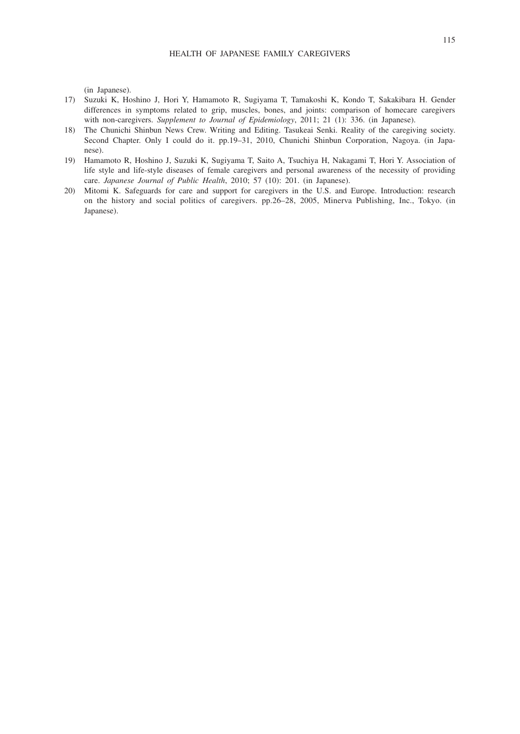(in Japanese).

17) Suzuki K, Hoshino J, Hori Y, Hamamoto R, Sugiyama T, Tamakoshi K, Kondo T, Sakakibara H. Gender differences in symptoms related to grip, muscles, bones, and joints: comparison of homecare caregivers with non-caregivers. *Supplement to Journal of Epidemiology*, 2011; 21 (1): 336. (in Japanese).
18) The Chunichi Shinbun News Crew. Writing and Editing. Tasukeai Senki. Reality of the caregiving society. Second Chapter. Only I could do it. pp.19–31, 2010, Chunichi Shinbun Corporation, Nagoya. (in Japanese).
19) Hamamoto R, Hoshino J, Suzuki K, Sugiyama T, Saito A, Tsuchiya H, Nakagami T, Hori Y. Association of life style and life-style diseases of female caregivers and personal awareness of the necessity of providing care. *Japanese Journal of Public Health*, 2010; 57 (10): 201. (in Japanese).
20) Mitomi K. Safeguards for care and support for caregivers in the U.S. and Europe. Introduction: research on the history and social politics of caregivers. pp.26–28, 2005, Minerva Publishing, Inc., Tokyo. (in Japanese).